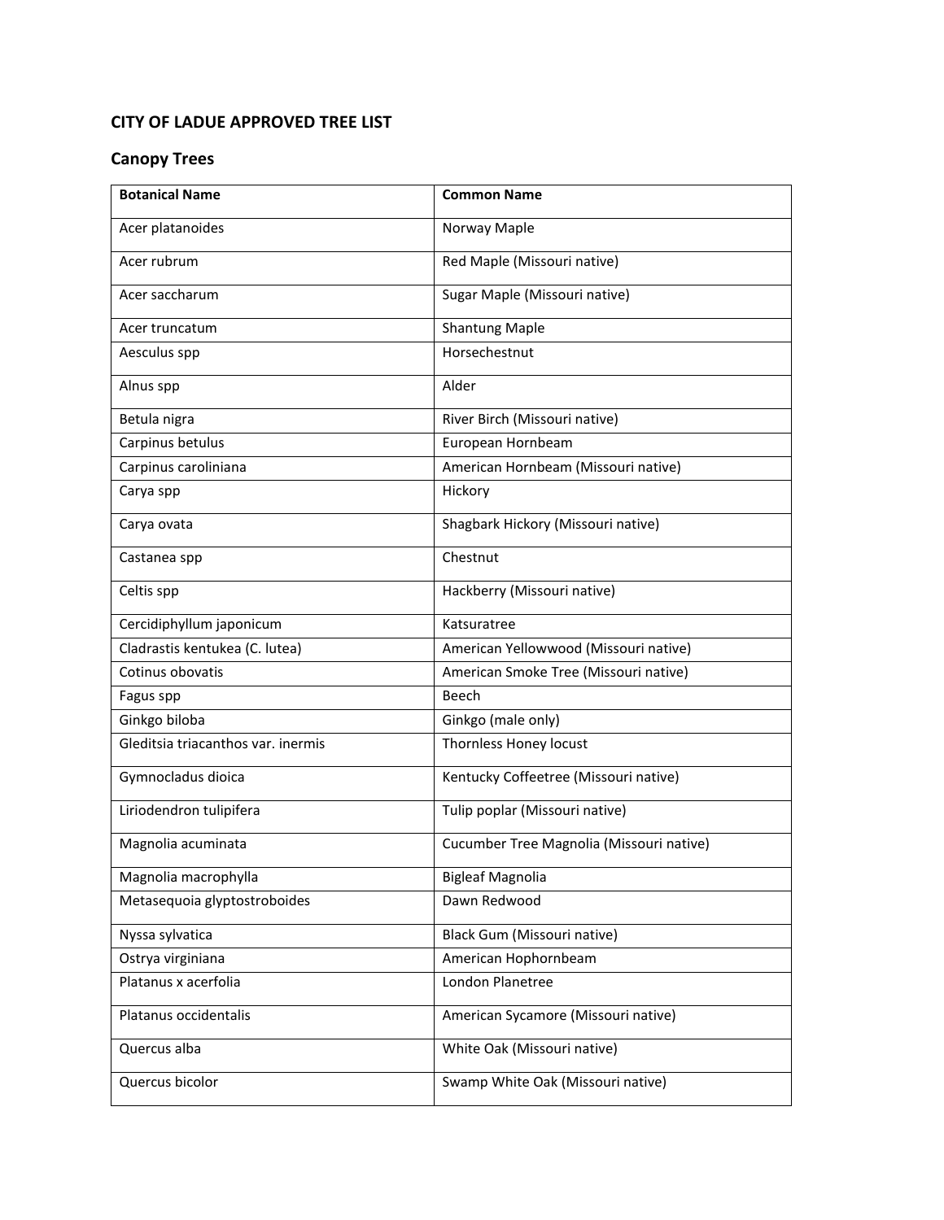# CITY OF LADUE APPROVED TREE LIST

## Canopy Trees

| Botanical Name | Common Name |
|---|---|
| Acer platanoides | Norway Maple |
| Acer rubrum | Red Maple (Missouri native) |
| Acer saccharum | Sugar Maple (Missouri native) |
| Acer truncatum | Shantung Maple |
| Aesculus spp | Horsechestnut |
| Alnus spp | Alder |
| Betula nigra | River Birch (Missouri native) |
| Carpinus betulus | European Hornbeam |
| Carpinus caroliniana | American Hornbeam (Missouri native) |
| Carya spp | Hickory |
| Carya ovata | Shagbark Hickory (Missouri native) |
| Castanea spp | Chestnut |
| Celtis spp | Hackberry (Missouri native) |
| Cercidiphyllum japonicum | Katsuratree |
| Cladrastis kentukea (C. lutea) | American Yellowwood (Missouri native) |
| Cotinus obovatis | American Smoke Tree (Missouri native) |
| Fagus spp | Beech |
| Ginkgo biloba | Ginkgo (male only) |
| Gleditsia triacanthos var. inermis | Thornless Honey locust |
| Gymnocladus dioica | Kentucky Coffeetree (Missouri native) |
| Liriodendron tulipifera | Tulip poplar (Missouri native) |
| Magnolia acuminata | Cucumber Tree Magnolia (Missouri native) |
| Magnolia macrophylla | Bigleaf Magnolia |
| Metasequoia glyptostroboides | Dawn Redwood |
| Nyssa sylvatica | Black Gum (Missouri native) |
| Ostrya virginiana | American Hophornbeam |
| Platanus x acerfolia | London Planetree |
| Platanus occidentalis | American Sycamore (Missouri native) |
| Quercus alba | White Oak (Missouri native) |
| Quercus bicolor | Swamp White Oak (Missouri native) |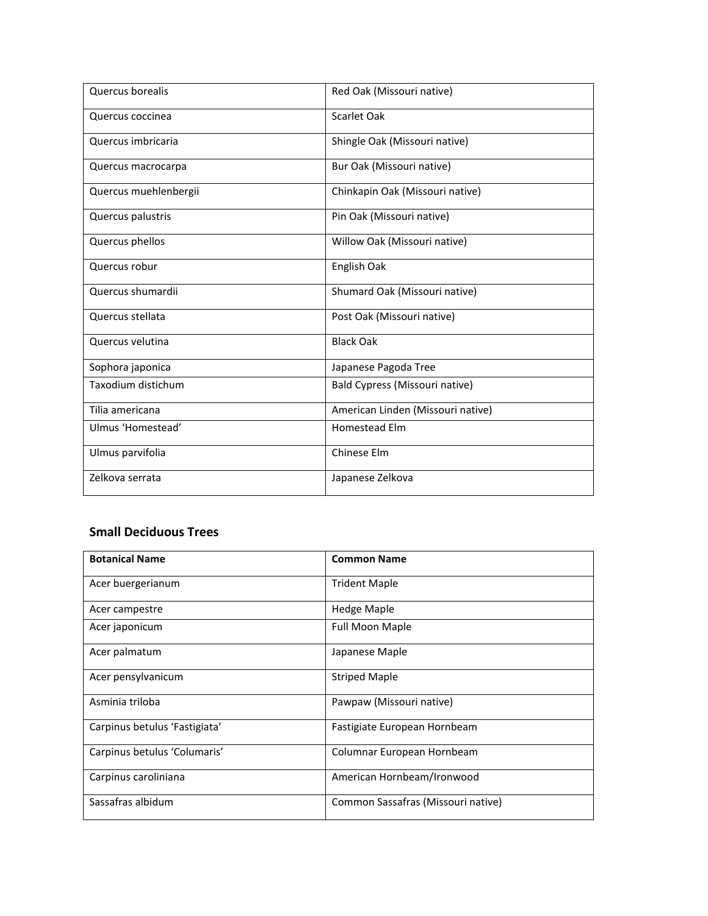| | |
|---|---|
| Quercus borealis | Red Oak (Missouri native) |
| Quercus coccinea | Scarlet Oak |
| Quercus imbricaria | Shingle Oak (Missouri native) |
| Quercus macrocarpa | Bur Oak (Missouri native) |
| Quercus muehlenbergii | Chinkapin Oak (Missouri native) |
| Quercus palustris | Pin Oak (Missouri native) |
| Quercus phellos | Willow Oak (Missouri native) |
| Quercus robur | English Oak |
| Quercus shumardii | Shumard Oak (Missouri native) |
| Quercus stellata | Post Oak (Missouri native) |
| Quercus velutina | Black Oak |
| Sophora japonica | Japanese Pagoda Tree |
| Taxodium distichum | Bald Cypress (Missouri native) |
| Tilia americana | American Linden (Missouri native) |
| Ulmus 'Homestead' | Homestead Elm |
| Ulmus parvifolia | Chinese Elm |
| Zelkova serrata | Japanese Zelkova |

### Small Deciduous Trees

| Botanical Name | Common Name |
|---|---|
| Acer buergerianum | Trident Maple |
| Acer campestre | Hedge Maple |
| Acer japonicum | Full Moon Maple |
| Acer palmatum | Japanese Maple |
| Acer pensylvanicum | Striped Maple |
| Asminia triloba | Pawpaw (Missouri native) |
| Carpinus betulus 'Fastigiata' | Fastigiate European Hornbeam |
| Carpinus betulus 'Columaris' | Columnar European Hornbeam |
| Carpinus caroliniana | American Hornbeam/Ironwood |
| Sassafras albidum | Common Sassafras (Missouri native) |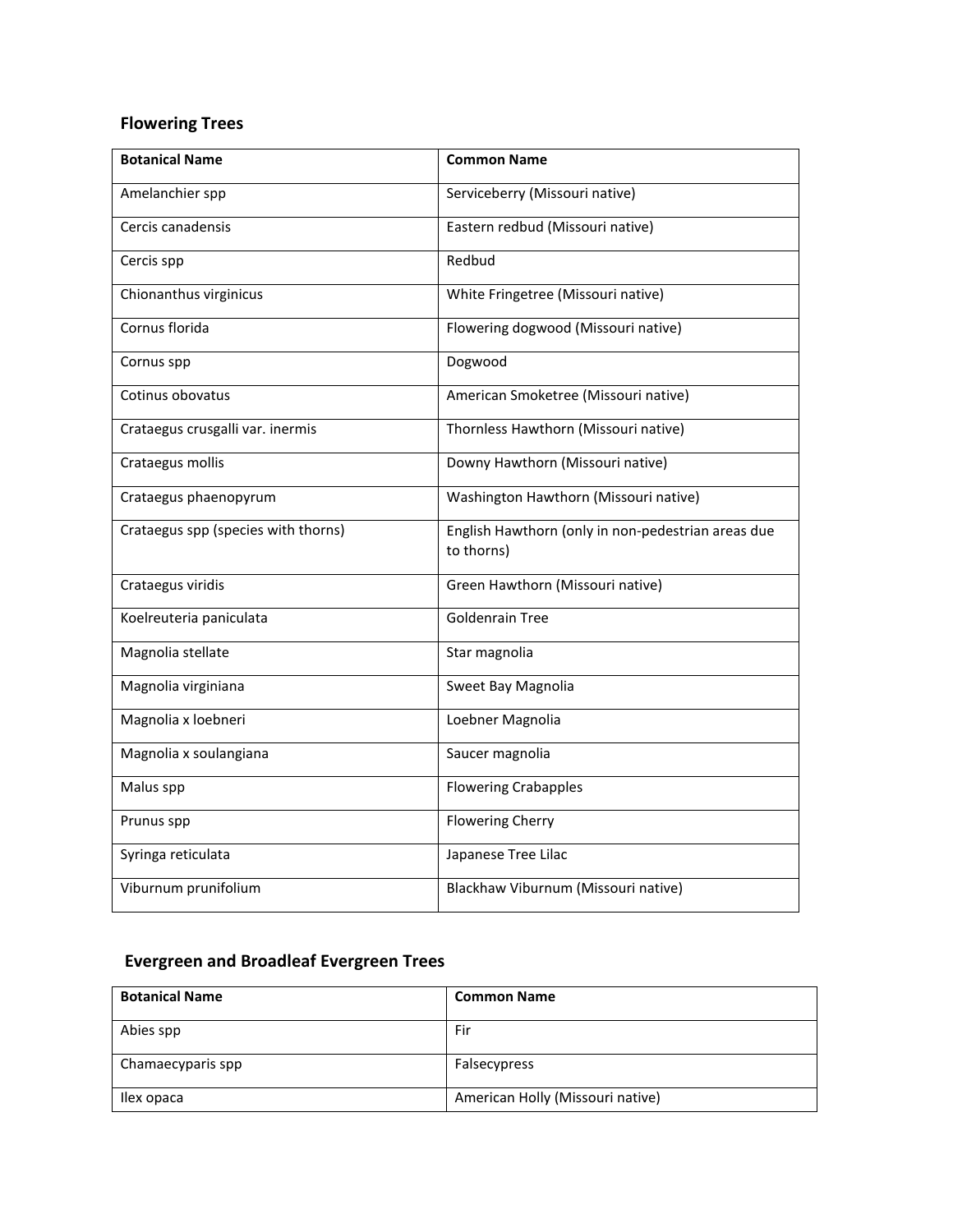## Flowering Trees

| Botanical Name | Common Name |
| --- | --- |
| Amelanchier spp | Serviceberry (Missouri native) |
| Cercis canadensis | Eastern redbud (Missouri native) |
| Cercis spp | Redbud |
| Chionanthus virginicus | White Fringetree (Missouri native) |
| Cornus florida | Flowering dogwood (Missouri native) |
| Cornus spp | Dogwood |
| Cotinus obovatus | American Smoketree (Missouri native) |
| Crataegus crusgalli var. inermis | Thornless Hawthorn (Missouri native) |
| Crataegus mollis | Downy Hawthorn (Missouri native) |
| Crataegus phaenopyrum | Washington Hawthorn (Missouri native) |
| Crataegus spp (species with thorns) | English Hawthorn (only in non-pedestrian areas due to thorns) |
| Crataegus viridis | Green Hawthorn (Missouri native) |
| Koelreuteria paniculata | Goldenrain Tree |
| Magnolia stellate | Star magnolia |
| Magnolia virginiana | Sweet Bay Magnolia |
| Magnolia x loebneri | Loebner Magnolia |
| Magnolia x soulangiana | Saucer magnolia |
| Malus spp | Flowering Crabapples |
| Prunus spp | Flowering Cherry |
| Syringa reticulata | Japanese Tree Lilac |
| Viburnum prunifolium | Blackhaw Viburnum (Missouri native) |

## Evergreen and Broadleaf Evergreen Trees

| Botanical Name | Common Name |
| --- | --- |
| Abies spp | Fir |
| Chamaecyparis spp | Falsecypress |
| Ilex opaca | American Holly (Missouri native) |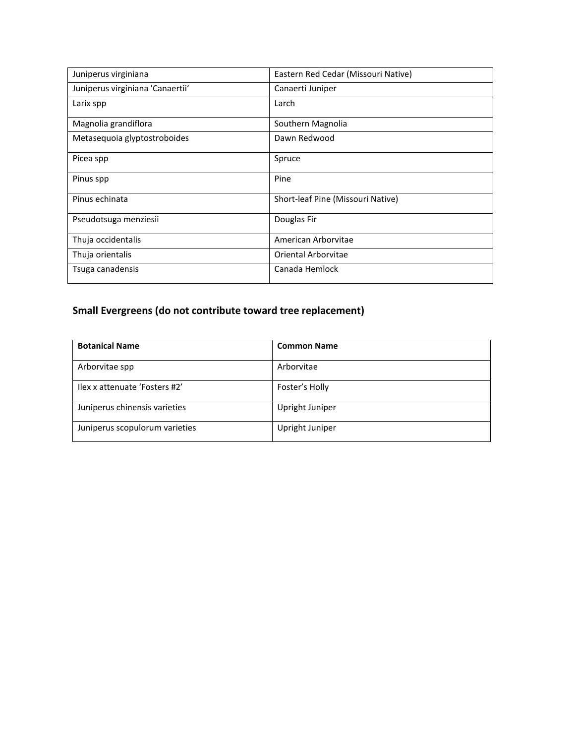| | |
|---|---|
| Juniperus virginiana | Eastern Red Cedar (Missouri Native) |
| Juniperus virginiana 'Canaertii' | Canaerti Juniper |
| Larix spp | Larch |
| Magnolia grandiflora | Southern Magnolia |
| Metasequoia glyptostroboides | Dawn Redwood |
| Picea spp | Spruce |
| Pinus spp | Pine |
| Pinus echinata | Short-leaf Pine (Missouri Native) |
| Pseudotsuga menziesii | Douglas Fir |
| Thuja occidentalis | American Arborvitae |
| Thuja orientalis | Oriental Arborvitae |
| Tsuga canadensis | Canada Hemlock |

## Small Evergreens (do not contribute toward tree replacement)

| Botanical Name | Common Name |
|---|---|
| Arborvitae spp | Arborvitae |
| Ilex x attenuate 'Fosters #2' | Foster's Holly |
| Juniperus chinensis varieties | Upright Juniper |
| Juniperus scopulorum varieties | Upright Juniper |